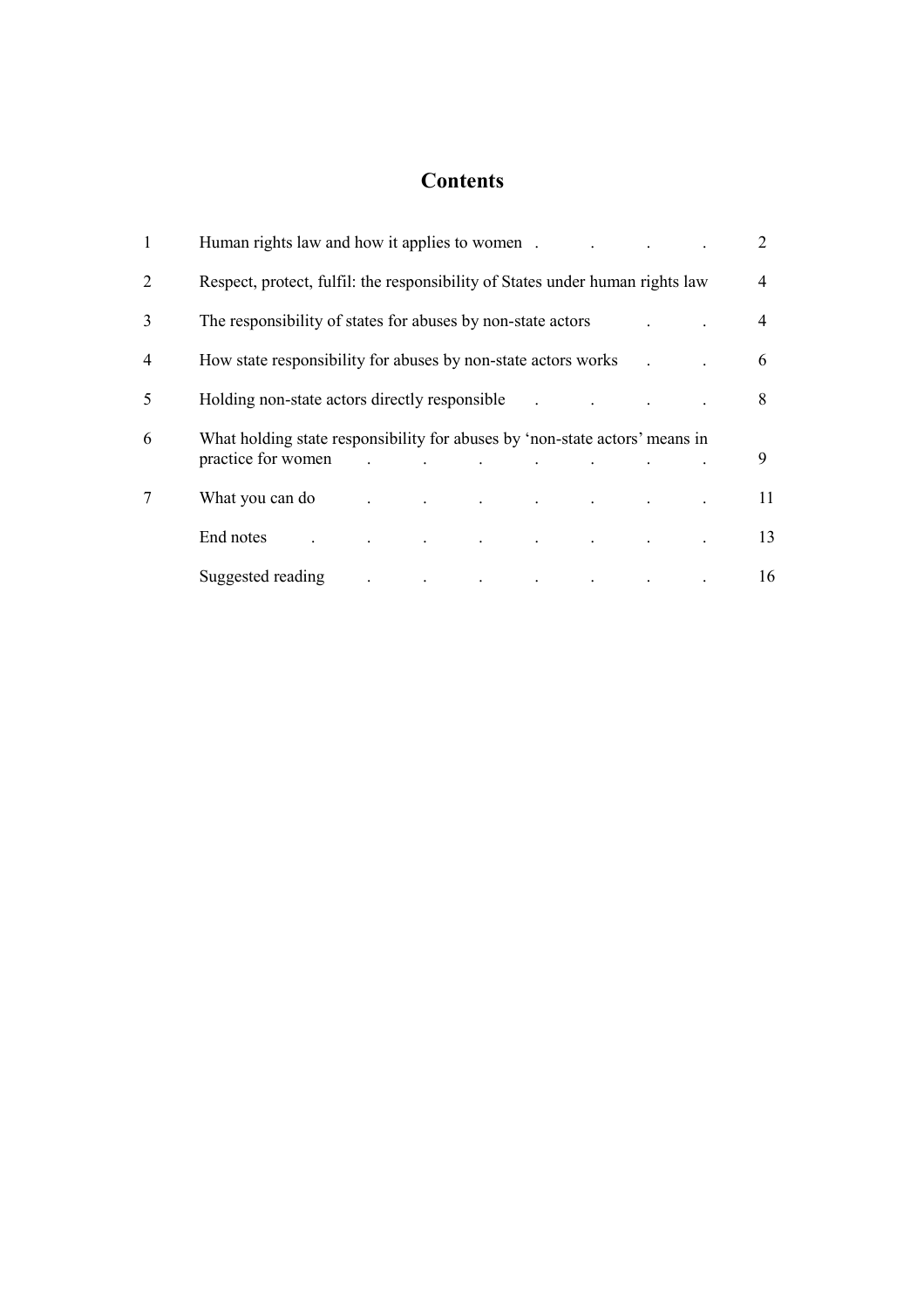# Contents

| | | |
|---|---|---|
| 1 | Human rights law and how it applies to women | 2 |
| 2 | Respect, protect, fulfil: the responsibility of States under human rights law | 4 |
| 3 | The responsibility of states for abuses by non-state actors | 4 |
| 4 | How state responsibility for abuses by non-state actors works | 6 |
| 5 | Holding non-state actors directly responsible | 8 |
| 6 | What holding state responsibility for abuses by 'non-state actors' means in practice for women | 9 |
| 7 | What you can do | 11 |
| | End notes | 13 |
| | Suggested reading | 16 |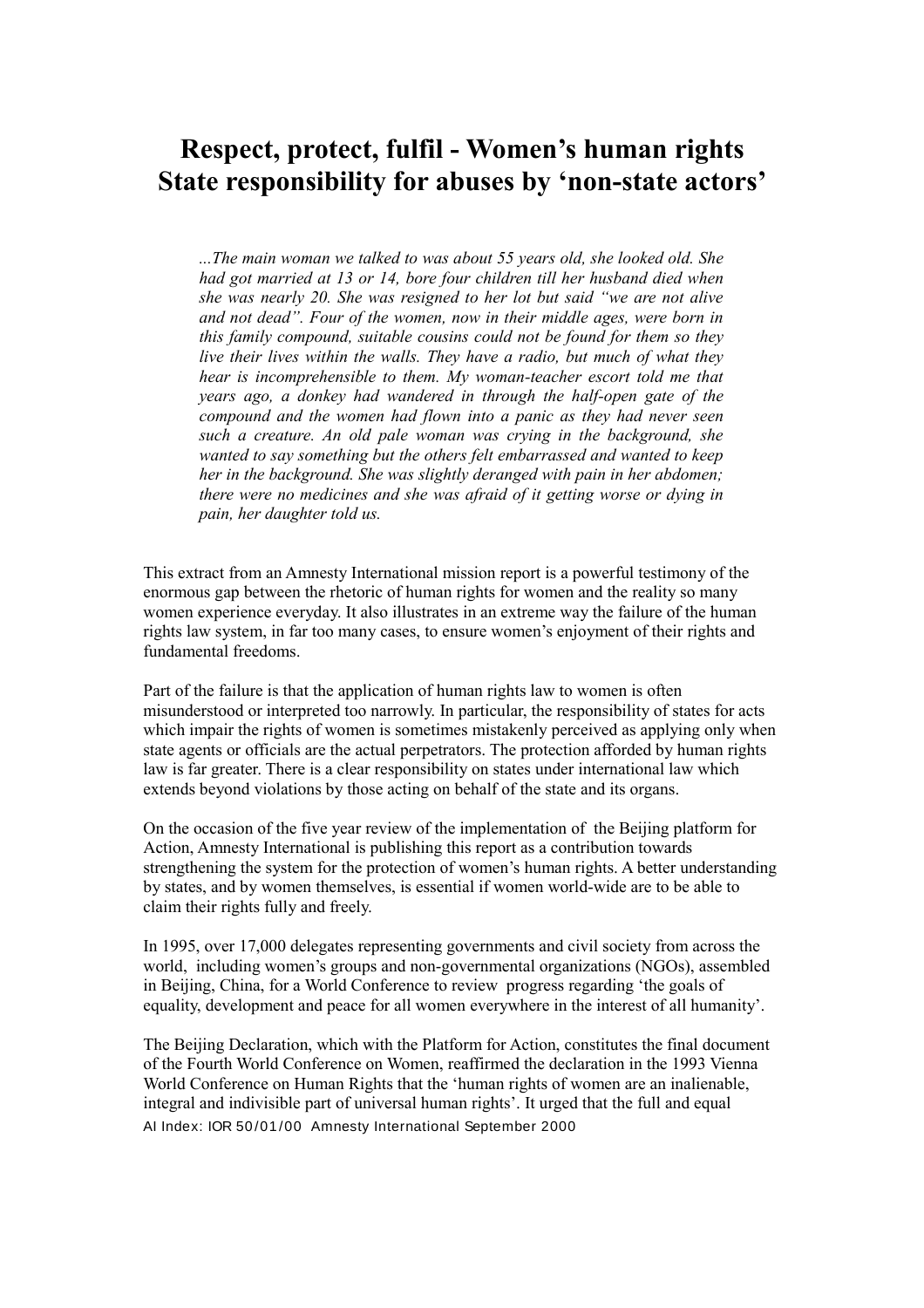# Respect, protect, fulfil - Women's human rights
# State responsibility for abuses by 'non-state actors'

> *...The main woman we talked to was about 55 years old, she looked old. She had got married at 13 or 14, bore four children till her husband died when she was nearly 20. She was resigned to her lot but said "we are not alive and not dead". Four of the women, now in their middle ages, were born in this family compound, suitable cousins could not be found for them so they live their lives within the walls. They have a radio, but much of what they hear is incomprehensible to them. My woman-teacher escort told me that years ago, a donkey had wandered in through the half-open gate of the compound and the women had flown into a panic as they had never seen such a creature. An old pale woman was crying in the background, she wanted to say something but the others felt embarrassed and wanted to keep her in the background. She was slightly deranged with pain in her abdomen; there were no medicines and she was afraid of it getting worse or dying in pain, her daughter told us.*

This extract from an Amnesty International mission report is a powerful testimony of the enormous gap between the rhetoric of human rights for women and the reality so many women experience everyday. It also illustrates in an extreme way the failure of the human rights law system, in far too many cases, to ensure women's enjoyment of their rights and fundamental freedoms.

Part of the failure is that the application of human rights law to women is often misunderstood or interpreted too narrowly. In particular, the responsibility of states for acts which impair the rights of women is sometimes mistakenly perceived as applying only when state agents or officials are the actual perpetrators. The protection afforded by human rights law is far greater. There is a clear responsibility on states under international law which extends beyond violations by those acting on behalf of the state and its organs.

On the occasion of the five year review of the implementation of the Beijing platform for Action, Amnesty International is publishing this report as a contribution towards strengthening the system for the protection of women's human rights. A better understanding by states, and by women themselves, is essential if women world-wide are to be able to claim their rights fully and freely.

In 1995, over 17,000 delegates representing governments and civil society from across the world, including women's groups and non-governmental organizations (NGOs), assembled in Beijing, China, for a World Conference to review progress regarding 'the goals of equality, development and peace for all women everywhere in the interest of all humanity'.

The Beijing Declaration, which with the Platform for Action, constitutes the final document of the Fourth World Conference on Women, reaffirmed the declaration in the 1993 Vienna World Conference on Human Rights that the 'human rights of women are an inalienable, integral and indivisible part of universal human rights'. It urged that the full and equal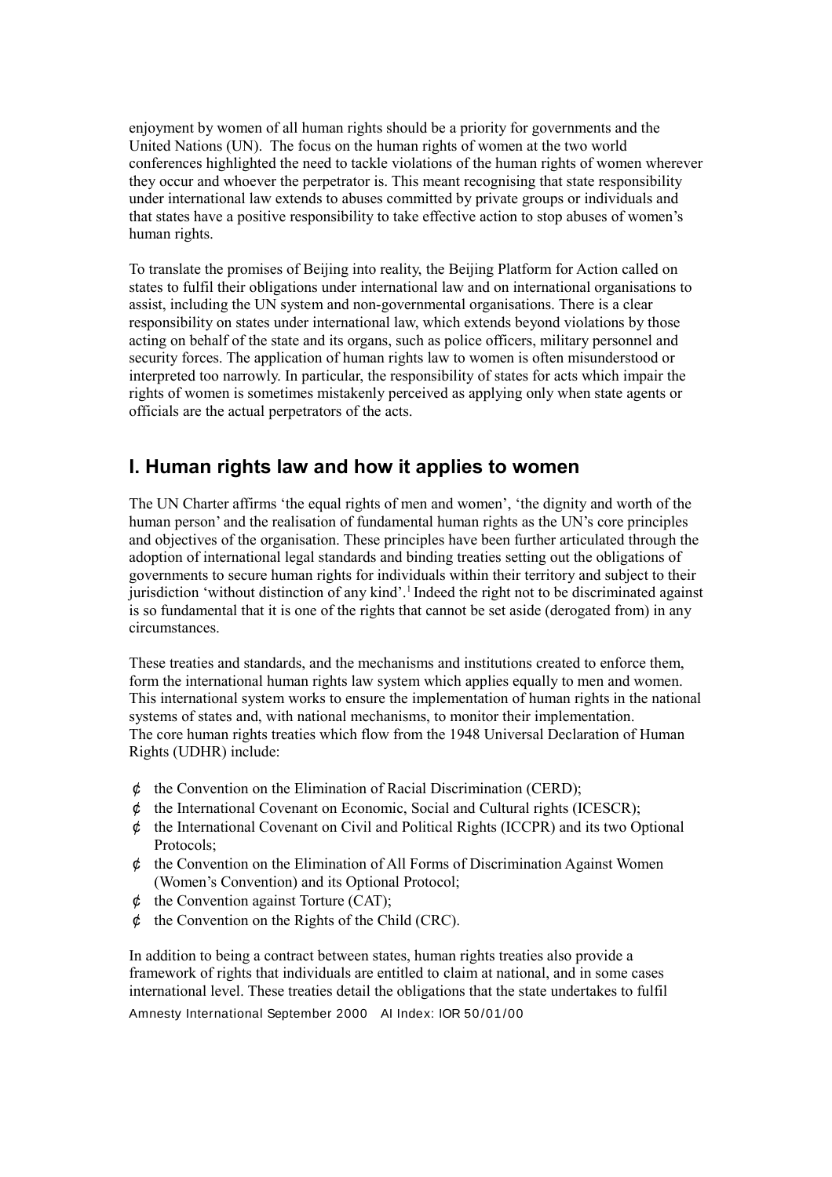enjoyment by women of all human rights should be a priority for governments and the United Nations (UN). The focus on the human rights of women at the two world conferences highlighted the need to tackle violations of the human rights of women wherever they occur and whoever the perpetrator is. This meant recognising that state responsibility under international law extends to abuses committed by private groups or individuals and that states have a positive responsibility to take effective action to stop abuses of women's human rights.

To translate the promises of Beijing into reality, the Beijing Platform for Action called on states to fulfil their obligations under international law and on international organisations to assist, including the UN system and non-governmental organisations. There is a clear responsibility on states under international law, which extends beyond violations by those acting on behalf of the state and its organs, such as police officers, military personnel and security forces. The application of human rights law to women is often misunderstood or interpreted too narrowly. In particular, the responsibility of states for acts which impair the rights of women is sometimes mistakenly perceived as applying only when state agents or officials are the actual perpetrators of the acts.

## I. Human rights law and how it applies to women

The UN Charter affirms 'the equal rights of men and women', 'the dignity and worth of the human person' and the realisation of fundamental human rights as the UN's core principles and objectives of the organisation. These principles have been further articulated through the adoption of international legal standards and binding treaties setting out the obligations of governments to secure human rights for individuals within their territory and subject to their jurisdiction 'without distinction of any kind'.[1] Indeed the right not to be discriminated against is so fundamental that it is one of the rights that cannot be set aside (derogated from) in any circumstances.

These treaties and standards, and the mechanisms and institutions created to enforce them, form the international human rights law system which applies equally to men and women. This international system works to ensure the implementation of human rights in the national systems of states and, with national mechanisms, to monitor their implementation.
The core human rights treaties which flow from the 1948 Universal Declaration of Human Rights (UDHR) include:

- the Convention on the Elimination of Racial Discrimination (CERD);
- the International Covenant on Economic, Social and Cultural rights (ICESCR);
- the International Covenant on Civil and Political Rights (ICCPR) and its two Optional Protocols;
- the Convention on the Elimination of All Forms of Discrimination Against Women (Women's Convention) and its Optional Protocol;
- the Convention against Torture (CAT);
- the Convention on the Rights of the Child (CRC).

In addition to being a contract between states, human rights treaties also provide a framework of rights that individuals are entitled to claim at national, and in some cases international level. These treaties detail the obligations that the state undertakes to fulfil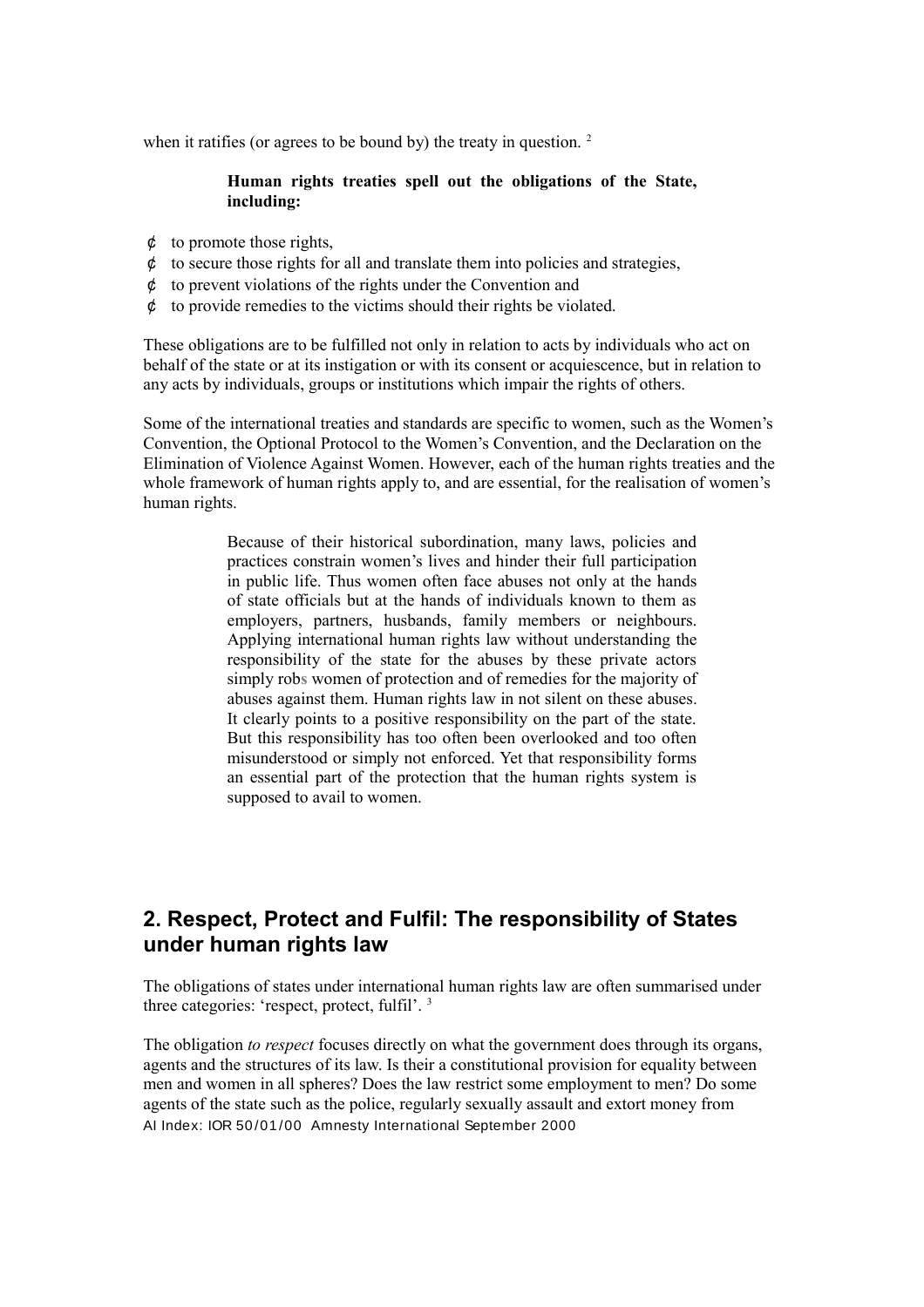when it ratifies (or agrees to be bound by) the treaty in question. [2]

**Human rights treaties spell out the obligations of the State, including:**

- to promote those rights,
- to secure those rights for all and translate them into policies and strategies,
- to prevent violations of the rights under the Convention and
- to provide remedies to the victims should their rights be violated.

These obligations are to be fulfilled not only in relation to acts by individuals who act on behalf of the state or at its instigation or with its consent or acquiescence, but in relation to any acts by individuals, groups or institutions which impair the rights of others.

Some of the international treaties and standards are specific to women, such as the Women's Convention, the Optional Protocol to the Women's Convention, and the Declaration on the Elimination of Violence Against Women. However, each of the human rights treaties and the whole framework of human rights apply to, and are essential, for the realisation of women's human rights.

> Because of their historical subordination, many laws, policies and practices constrain women's lives and hinder their full participation in public life. Thus women often face abuses not only at the hands of state officials but at the hands of individuals known to them as employers, partners, husbands, family members or neighbours. Applying international human rights law without understanding the responsibility of the state for the abuses by these private actors simply robs women of protection and of remedies for the majority of abuses against them. Human rights law in not silent on these abuses. It clearly points to a positive responsibility on the part of the state. But this responsibility has too often been overlooked and too often misunderstood or simply not enforced. Yet that responsibility forms an essential part of the protection that the human rights system is supposed to avail to women.

## 2. Respect, Protect and Fulfil: The responsibility of States under human rights law

The obligations of states under international human rights law are often summarised under three categories: 'respect, protect, fulfil'. [3]

The obligation *to respect* focuses directly on what the government does through its organs, agents and the structures of its law. Is their a constitutional provision for equality between men and women in all spheres? Does the law restrict some employment to men? Do some agents of the state such as the police, regularly sexually assault and extort money from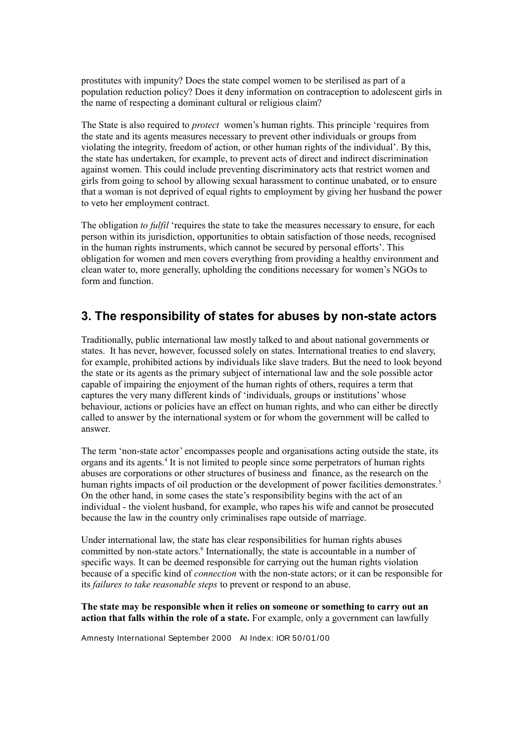prostitutes with impunity? Does the state compel women to be sterilised as part of a population reduction policy? Does it deny information on contraception to adolescent girls in the name of respecting a dominant cultural or religious claim?

The State is also required to *protect* women's human rights. This principle 'requires from the state and its agents measures necessary to prevent other individuals or groups from violating the integrity, freedom of action, or other human rights of the individual'. By this, the state has undertaken, for example, to prevent acts of direct and indirect discrimination against women. This could include preventing discriminatory acts that restrict women and girls from going to school by allowing sexual harassment to continue unabated, or to ensure that a woman is not deprived of equal rights to employment by giving her husband the power to veto her employment contract.

The obligation *to fulfil* 'requires the state to take the measures necessary to ensure, for each person within its jurisdiction, opportunities to obtain satisfaction of those needs, recognised in the human rights instruments, which cannot be secured by personal efforts'. This obligation for women and men covers everything from providing a healthy environment and clean water to, more generally, upholding the conditions necessary for women's NGOs to form and function.

## 3. The responsibility of states for abuses by non-state actors

Traditionally, public international law mostly talked to and about national governments or states. It has never, however, focussed solely on states. International treaties to end slavery, for example, prohibited actions by individuals like slave traders. But the need to look beyond the state or its agents as the primary subject of international law and the sole possible actor capable of impairing the enjoyment of the human rights of others, requires a term that captures the very many different kinds of 'individuals, groups or institutions' whose behaviour, actions or policies have an effect on human rights, and who can either be directly called to answer by the international system or for whom the government will be called to answer.

The term 'non-state actor' encompasses people and organisations acting outside the state, its organs and its agents.[4] It is not limited to people since some perpetrators of human rights abuses are corporations or other structures of business and finance, as the research on the human rights impacts of oil production or the development of power facilities demonstrates.[5] On the other hand, in some cases the state's responsibility begins with the act of an individual - the violent husband, for example, who rapes his wife and cannot be prosecuted because the law in the country only criminalises rape outside of marriage.

Under international law, the state has clear responsibilities for human rights abuses committed by non-state actors.[6] Internationally, the state is accountable in a number of specific ways. It can be deemed responsible for carrying out the human rights violation because of a specific kind of *connection* with the non-state actors; or it can be responsible for its *failures to take reasonable steps* to prevent or respond to an abuse.

**The state may be responsible when it relies on someone or something to carry out an action that falls within the role of a state.** For example, only a government can lawfully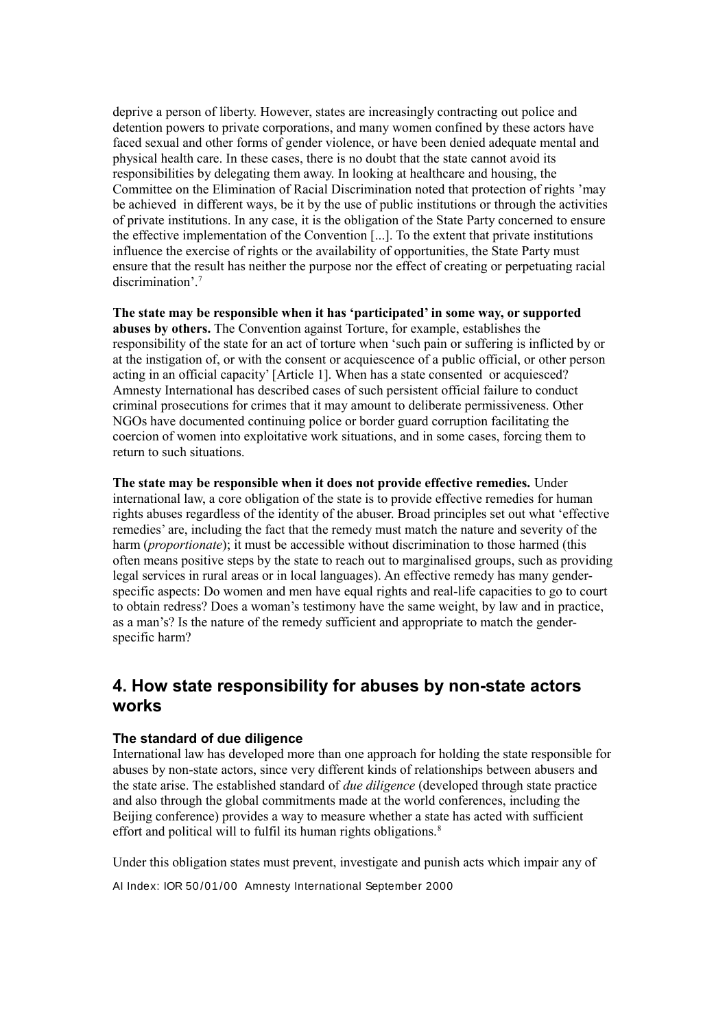deprive a person of liberty. However, states are increasingly contracting out police and detention powers to private corporations, and many women confined by these actors have faced sexual and other forms of gender violence, or have been denied adequate mental and physical health care. In these cases, there is no doubt that the state cannot avoid its responsibilities by delegating them away. In looking at healthcare and housing, the Committee on the Elimination of Racial Discrimination noted that protection of rights 'may be achieved in different ways, be it by the use of public institutions or through the activities of private institutions. In any case, it is the obligation of the State Party concerned to ensure the effective implementation of the Convention [...]. To the extent that private institutions influence the exercise of rights or the availability of opportunities, the State Party must ensure that the result has neither the purpose nor the effect of creating or perpetuating racial discrimination'.[7]

**The state may be responsible when it has 'participated' in some way, or supported abuses by others.** The Convention against Torture, for example, establishes the responsibility of the state for an act of torture when 'such pain or suffering is inflicted by or at the instigation of, or with the consent or acquiescence of a public official, or other person acting in an official capacity' [Article 1]. When has a state consented or acquiesced? Amnesty International has described cases of such persistent official failure to conduct criminal prosecutions for crimes that it may amount to deliberate permissiveness. Other NGOs have documented continuing police or border guard corruption facilitating the coercion of women into exploitative work situations, and in some cases, forcing them to return to such situations.

**The state may be responsible when it does not provide effective remedies.** Under international law, a core obligation of the state is to provide effective remedies for human rights abuses regardless of the identity of the abuser. Broad principles set out what 'effective remedies' are, including the fact that the remedy must match the nature and severity of the harm (*proportionate*); it must be accessible without discrimination to those harmed (this often means positive steps by the state to reach out to marginalised groups, such as providing legal services in rural areas or in local languages). An effective remedy has many gender-specific aspects: Do women and men have equal rights and real-life capacities to go to court to obtain redress? Does a woman's testimony have the same weight, by law and in practice, as a man's? Is the nature of the remedy sufficient and appropriate to match the gender-specific harm?

## 4. How state responsibility for abuses by non-state actors works

### The standard of due diligence

International law has developed more than one approach for holding the state responsible for abuses by non-state actors, since very different kinds of relationships between abusers and the state arise. The established standard of *due diligence* (developed through state practice and also through the global commitments made at the world conferences, including the Beijing conference) provides a way to measure whether a state has acted with sufficient effort and political will to fulfil its human rights obligations.[8]

Under this obligation states must prevent, investigate and punish acts which impair any of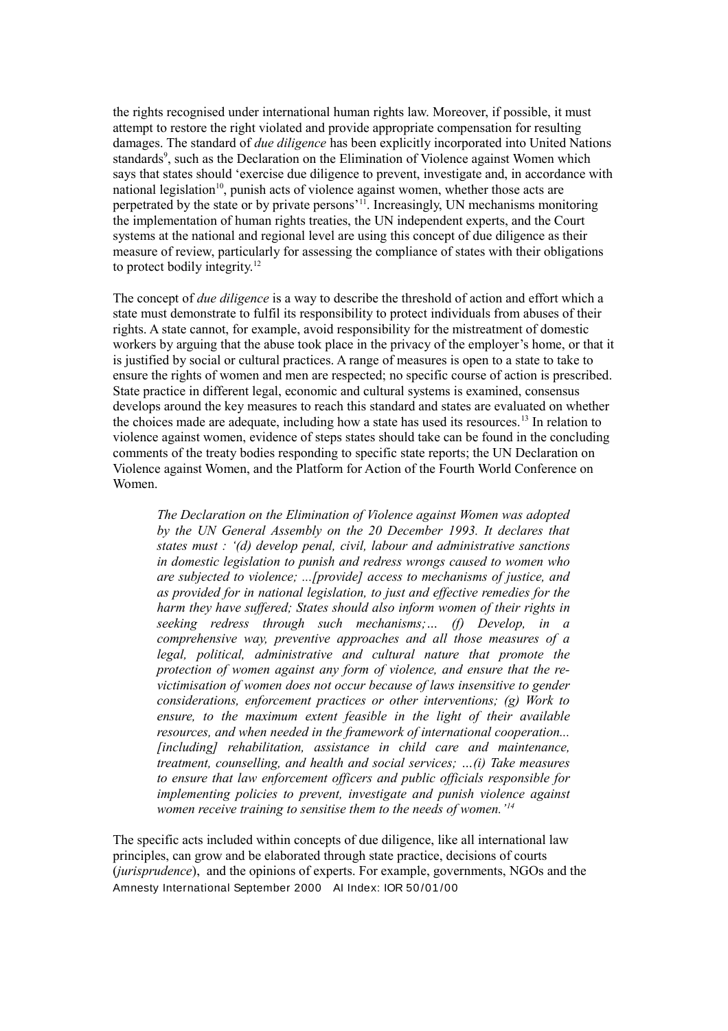the rights recognised under international human rights law. Moreover, if possible, it must attempt to restore the right violated and provide appropriate compensation for resulting damages. The standard of *due diligence* has been explicitly incorporated into United Nations standards[9], such as the Declaration on the Elimination of Violence against Women which says that states should 'exercise due diligence to prevent, investigate and, in accordance with national legislation[10], punish acts of violence against women, whether those acts are perpetrated by the state or by private persons'[11]. Increasingly, UN mechanisms monitoring the implementation of human rights treaties, the UN independent experts, and the Court systems at the national and regional level are using this concept of due diligence as their measure of review, particularly for assessing the compliance of states with their obligations to protect bodily integrity.[12]

The concept of *due diligence* is a way to describe the threshold of action and effort which a state must demonstrate to fulfil its responsibility to protect individuals from abuses of their rights. A state cannot, for example, avoid responsibility for the mistreatment of domestic workers by arguing that the abuse took place in the privacy of the employer's home, or that it is justified by social or cultural practices. A range of measures is open to a state to take to ensure the rights of women and men are respected; no specific course of action is prescribed. State practice in different legal, economic and cultural systems is examined, consensus develops around the key measures to reach this standard and states are evaluated on whether the choices made are adequate, including how a state has used its resources.[13] In relation to violence against women, evidence of steps states should take can be found in the concluding comments of the treaty bodies responding to specific state reports; the UN Declaration on Violence against Women, and the Platform for Action of the Fourth World Conference on Women.

> *The Declaration on the Elimination of Violence against Women was adopted by the UN General Assembly on the 20 December 1993. It declares that states must : '(d) develop penal, civil, labour and administrative sanctions in domestic legislation to punish and redress wrongs caused to women who are subjected to violence; ...[provide] access to mechanisms of justice, and as provided for in national legislation, to just and effective remedies for the harm they have suffered; States should also inform women of their rights in seeking redress through such mechanisms;… (f) Develop, in a comprehensive way, preventive approaches and all those measures of a legal, political, administrative and cultural nature that promote the protection of women against any form of violence, and ensure that the re-victimisation of women does not occur because of laws insensitive to gender considerations, enforcement practices or other interventions; (g) Work to ensure, to the maximum extent feasible in the light of their available resources, and when needed in the framework of international cooperation... [including] rehabilitation, assistance in child care and maintenance, treatment, counselling, and health and social services; …(i) Take measures to ensure that law enforcement officers and public officials responsible for implementing policies to prevent, investigate and punish violence against women receive training to sensitise them to the needs of women.'*[14]

The specific acts included within concepts of due diligence, like all international law principles, can grow and be elaborated through state practice, decisions of courts (*jurisprudence*), and the opinions of experts. For example, governments, NGOs and the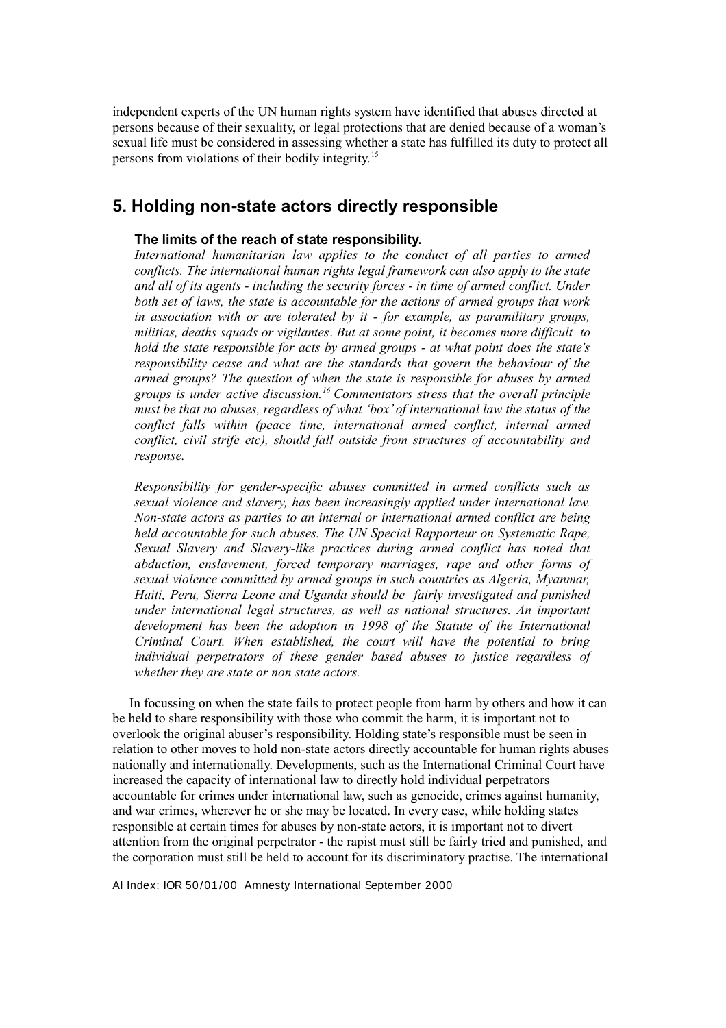independent experts of the UN human rights system have identified that abuses directed at persons because of their sexuality, or legal protections that are denied because of a woman's sexual life must be considered in assessing whether a state has fulfilled its duty to protect all persons from violations of their bodily integrity.[15]

## 5. Holding non-state actors directly responsible

### The limits of the reach of state responsibility.

*International humanitarian law applies to the conduct of all parties to armed conflicts. The international human rights legal framework can also apply to the state and all of its agents - including the security forces - in time of armed conflict. Under both set of laws, the state is accountable for the actions of armed groups that work in association with or are tolerated by it - for example, as paramilitary groups, militias, deaths squads or vigilantes. But at some point, it becomes more difficult to hold the state responsible for acts by armed groups - at what point does the state's responsibility cease and what are the standards that govern the behaviour of the armed groups? The question of when the state is responsible for abuses by armed groups is under active discussion.[16] Commentators stress that the overall principle must be that no abuses, regardless of what 'box' of international law the status of the conflict falls within (peace time, international armed conflict, internal armed conflict, civil strife etc), should fall outside from structures of accountability and response.*

*Responsibility for gender-specific abuses committed in armed conflicts such as sexual violence and slavery, has been increasingly applied under international law. Non-state actors as parties to an internal or international armed conflict are being held accountable for such abuses. The UN Special Rapporteur on Systematic Rape, Sexual Slavery and Slavery-like practices during armed conflict has noted that abduction, enslavement, forced temporary marriages, rape and other forms of sexual violence committed by armed groups in such countries as Algeria, Myanmar, Haiti, Peru, Sierra Leone and Uganda should be fairly investigated and punished under international legal structures, as well as national structures. An important development has been the adoption in 1998 of the Statute of the International Criminal Court. When established, the court will have the potential to bring individual perpetrators of these gender based abuses to justice regardless of whether they are state or non state actors.*

In focussing on when the state fails to protect people from harm by others and how it can be held to share responsibility with those who commit the harm, it is important not to overlook the original abuser's responsibility. Holding state's responsible must be seen in relation to other moves to hold non-state actors directly accountable for human rights abuses nationally and internationally. Developments, such as the International Criminal Court have increased the capacity of international law to directly hold individual perpetrators accountable for crimes under international law, such as genocide, crimes against humanity, and war crimes, wherever he or she may be located. In every case, while holding states responsible at certain times for abuses by non-state actors, it is important not to divert attention from the original perpetrator - the rapist must still be fairly tried and punished, and the corporation must still be held to account for its discriminatory practise. The international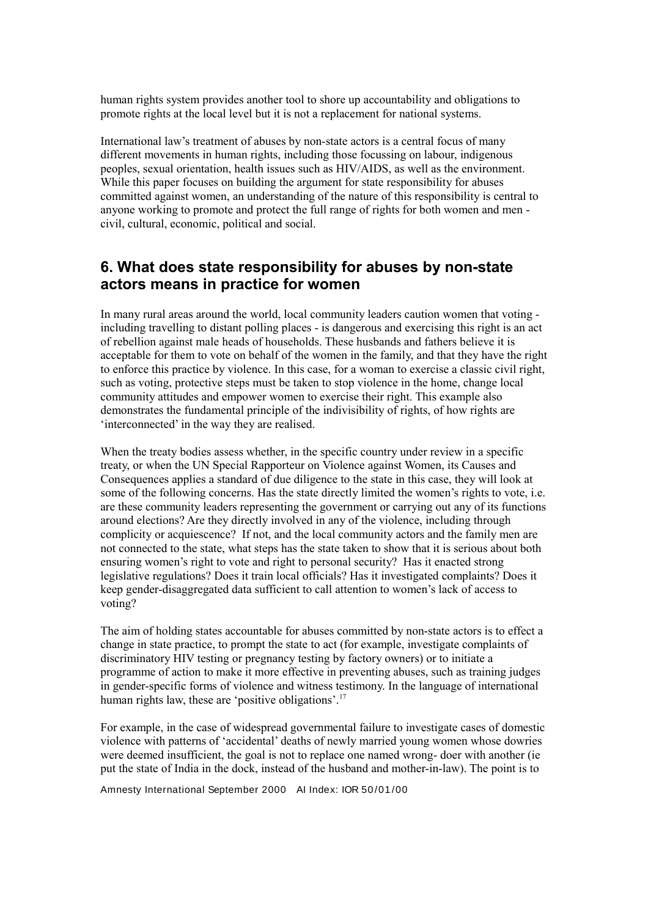human rights system provides another tool to shore up accountability and obligations to promote rights at the local level but it is not a replacement for national systems.

International law's treatment of abuses by non-state actors is a central focus of many different movements in human rights, including those focussing on labour, indigenous peoples, sexual orientation, health issues such as HIV/AIDS, as well as the environment. While this paper focuses on building the argument for state responsibility for abuses committed against women, an understanding of the nature of this responsibility is central to anyone working to promote and protect the full range of rights for both women and men - civil, cultural, economic, political and social.

## 6. What does state responsibility for abuses by non-state actors means in practice for women

In many rural areas around the world, local community leaders caution women that voting - including travelling to distant polling places - is dangerous and exercising this right is an act of rebellion against male heads of households. These husbands and fathers believe it is acceptable for them to vote on behalf of the women in the family, and that they have the right to enforce this practice by violence. In this case, for a woman to exercise a classic civil right, such as voting, protective steps must be taken to stop violence in the home, change local community attitudes and empower women to exercise their right. This example also demonstrates the fundamental principle of the indivisibility of rights, of how rights are 'interconnected' in the way they are realised.

When the treaty bodies assess whether, in the specific country under review in a specific treaty, or when the UN Special Rapporteur on Violence against Women, its Causes and Consequences applies a standard of due diligence to the state in this case, they will look at some of the following concerns. Has the state directly limited the women's rights to vote, i.e. are these community leaders representing the government or carrying out any of its functions around elections? Are they directly involved in any of the violence, including through complicity or acquiescence? If not, and the local community actors and the family men are not connected to the state, what steps has the state taken to show that it is serious about both ensuring women's right to vote and right to personal security? Has it enacted strong legislative regulations? Does it train local officials? Has it investigated complaints? Does it keep gender-disaggregated data sufficient to call attention to women's lack of access to voting?

The aim of holding states accountable for abuses committed by non-state actors is to effect a change in state practice, to prompt the state to act (for example, investigate complaints of discriminatory HIV testing or pregnancy testing by factory owners) or to initiate a programme of action to make it more effective in preventing abuses, such as training judges in gender-specific forms of violence and witness testimony. In the language of international human rights law, these are 'positive obligations'.[17]

For example, in the case of widespread governmental failure to investigate cases of domestic violence with patterns of 'accidental' deaths of newly married young women whose dowries were deemed insufficient, the goal is not to replace one named wrong- doer with another (ie put the state of India in the dock, instead of the husband and mother-in-law). The point is to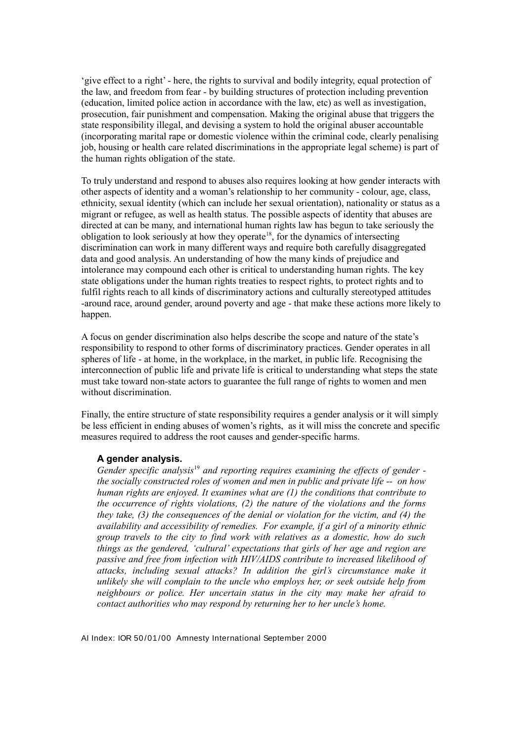'give effect to a right' - here, the rights to survival and bodily integrity, equal protection of the law, and freedom from fear - by building structures of protection including prevention (education, limited police action in accordance with the law, etc) as well as investigation, prosecution, fair punishment and compensation. Making the original abuse that triggers the state responsibility illegal, and devising a system to hold the original abuser accountable (incorporating marital rape or domestic violence within the criminal code, clearly penalising job, housing or health care related discriminations in the appropriate legal scheme) is part of the human rights obligation of the state.

To truly understand and respond to abuses also requires looking at how gender interacts with other aspects of identity and a woman's relationship to her community - colour, age, class, ethnicity, sexual identity (which can include her sexual orientation), nationality or status as a migrant or refugee, as well as health status. The possible aspects of identity that abuses are directed at can be many, and international human rights law has begun to take seriously the obligation to look seriously at how they operate[18], for the dynamics of intersecting discrimination can work in many different ways and require both carefully disaggregated data and good analysis. An understanding of how the many kinds of prejudice and intolerance may compound each other is critical to understanding human rights. The key state obligations under the human rights treaties to respect rights, to protect rights and to fulfil rights reach to all kinds of discriminatory actions and culturally stereotyped attitudes -around race, around gender, around poverty and age - that make these actions more likely to happen.

A focus on gender discrimination also helps describe the scope and nature of the state's responsibility to respond to other forms of discriminatory practices. Gender operates in all spheres of life - at home, in the workplace, in the market, in public life. Recognising the interconnection of public life and private life is critical to understanding what steps the state must take toward non-state actors to guarantee the full range of rights to women and men without discrimination.

Finally, the entire structure of state responsibility requires a gender analysis or it will simply be less efficient in ending abuses of women's rights, as it will miss the concrete and specific measures required to address the root causes and gender-specific harms.

**A gender analysis.**

*Gender specific analysis*[19] *and reporting requires examining the effects of gender - the socially constructed roles of women and men in public and private life -- on how human rights are enjoyed. It examines what are (1) the conditions that contribute to the occurrence of rights violations, (2) the nature of the violations and the forms they take, (3) the consequences of the denial or violation for the victim, and (4) the availability and accessibility of remedies. For example, if a girl of a minority ethnic group travels to the city to find work with relatives as a domestic, how do such things as the gendered, 'cultural' expectations that girls of her age and region are passive and free from infection with HIV/AIDS contribute to increased likelihood of attacks, including sexual attacks? In addition the girl's circumstance make it unlikely she will complain to the uncle who employs her, or seek outside help from neighbours or police. Her uncertain status in the city may make her afraid to contact authorities who may respond by returning her to her uncle's home.*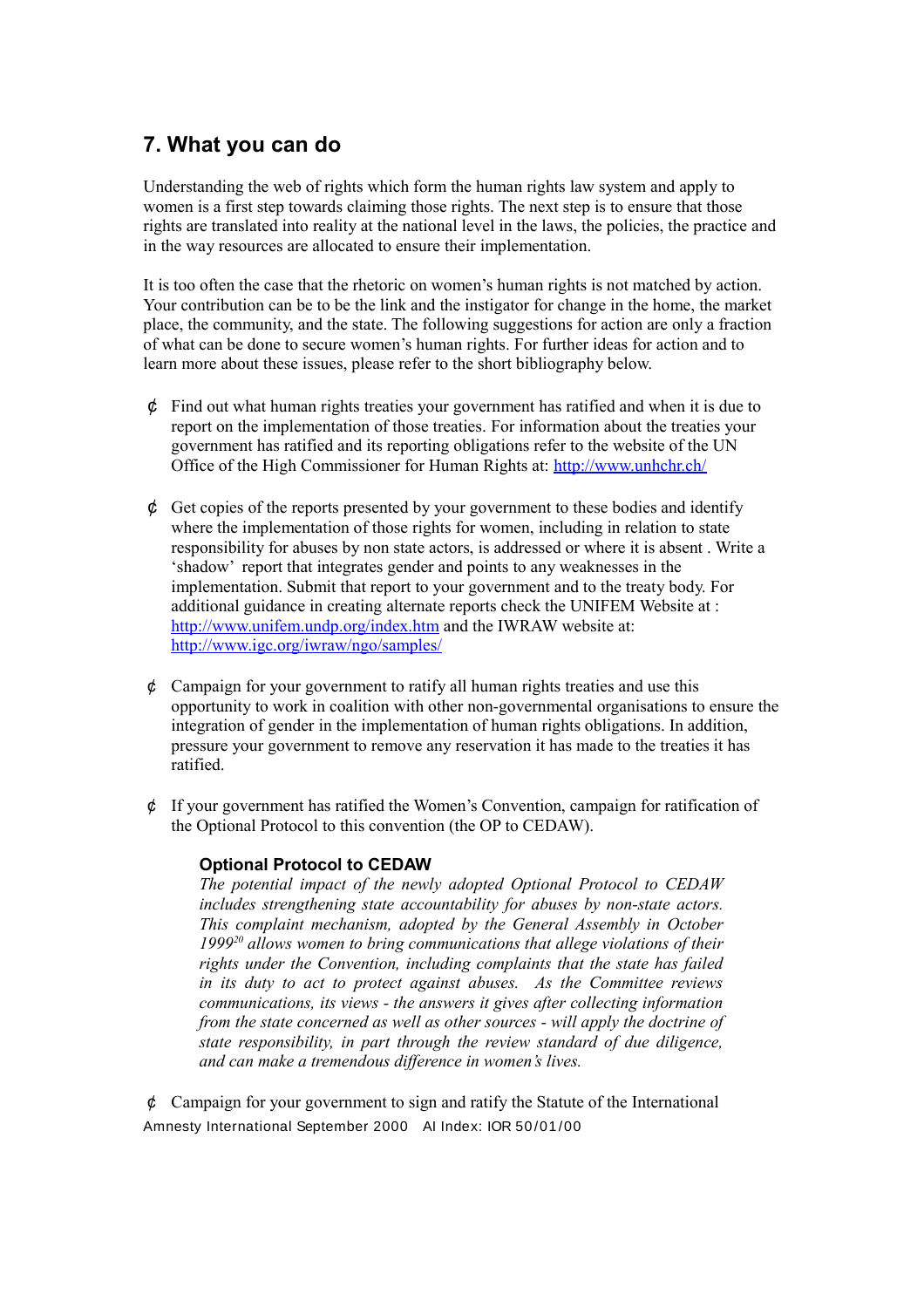## 7. What you can do

Understanding the web of rights which form the human rights law system and apply to women is a first step towards claiming those rights. The next step is to ensure that those rights are translated into reality at the national level in the laws, the policies, the practice and in the way resources are allocated to ensure their implementation.

It is too often the case that the rhetoric on women's human rights is not matched by action. Your contribution can be to be the link and the instigator for change in the home, the market place, the community, and the state. The following suggestions for action are only a fraction of what can be done to secure women's human rights. For further ideas for action and to learn more about these issues, please refer to the short bibliography below.

- Find out what human rights treaties your government has ratified and when it is due to report on the implementation of those treaties. For information about the treaties your government has ratified and its reporting obligations refer to the website of the UN Office of the High Commissioner for Human Rights at: http://www.unhchr.ch/

- Get copies of the reports presented by your government to these bodies and identify where the implementation of those rights for women, including in relation to state responsibility for abuses by non state actors, is addressed or where it is absent . Write a 'shadow' report that integrates gender and points to any weaknesses in the implementation. Submit that report to your government and to the treaty body. For additional guidance in creating alternate reports check the UNIFEM Website at : http://www.unifem.undp.org/index.htm and the IWRAW website at: http://www.igc.org/iwraw/ngo/samples/

- Campaign for your government to ratify all human rights treaties and use this opportunity to work in coalition with other non-governmental organisations to ensure the integration of gender in the implementation of human rights obligations. In addition, pressure your government to remove any reservation it has made to the treaties it has ratified.

- If your government has ratified the Women's Convention, campaign for ratification of the Optional Protocol to this convention (the OP to CEDAW).

  **Optional Protocol to CEDAW**
  *The potential impact of the newly adopted Optional Protocol to CEDAW includes strengthening state accountability for abuses by non-state actors. This complaint mechanism, adopted by the General Assembly in October 1999*[20] *allows women to bring communications that allege violations of their rights under the Convention, including complaints that the state has failed in its duty to act to protect against abuses. As the Committee reviews communications, its views - the answers it gives after collecting information from the state concerned as well as other sources - will apply the doctrine of state responsibility, in part through the review standard of due diligence, and can make a tremendous difference in women's lives.*

- Campaign for your government to sign and ratify the Statute of the International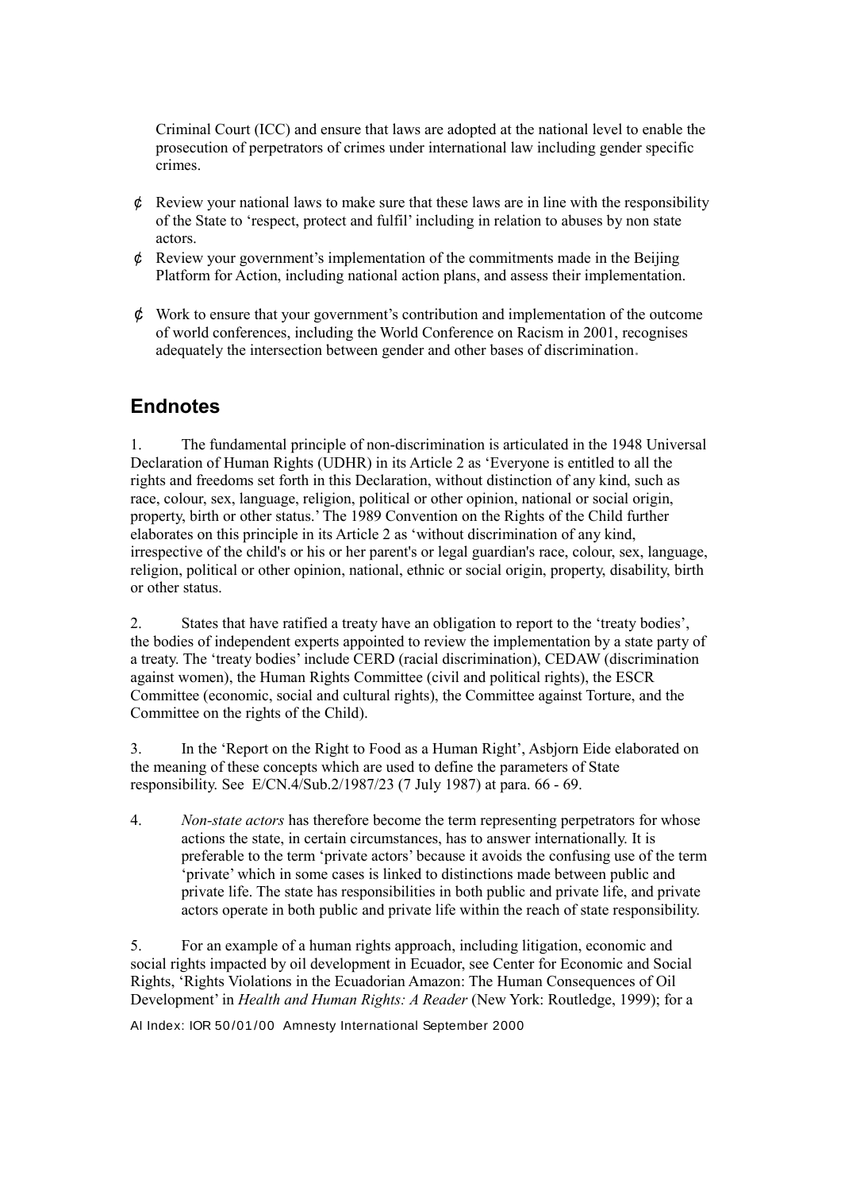Criminal Court (ICC) and ensure that laws are adopted at the national level to enable the prosecution of perpetrators of crimes under international law including gender specific crimes.

- Review your national laws to make sure that these laws are in line with the responsibility of the State to 'respect, protect and fulfil' including in relation to abuses by non state actors.
- Review your government's implementation of the commitments made in the Beijing Platform for Action, including national action plans, and assess their implementation.
- Work to ensure that your government's contribution and implementation of the outcome of world conferences, including the World Conference on Racism in 2001, recognises adequately the intersection between gender and other bases of discrimination.

## Endnotes

1. The fundamental principle of non-discrimination is articulated in the 1948 Universal Declaration of Human Rights (UDHR) in its Article 2 as 'Everyone is entitled to all the rights and freedoms set forth in this Declaration, without distinction of any kind, such as race, colour, sex, language, religion, political or other opinion, national or social origin, property, birth or other status.' The 1989 Convention on the Rights of the Child further elaborates on this principle in its Article 2 as 'without discrimination of any kind, irrespective of the child's or his or her parent's or legal guardian's race, colour, sex, language, religion, political or other opinion, national, ethnic or social origin, property, disability, birth or other status.

2. States that have ratified a treaty have an obligation to report to the 'treaty bodies', the bodies of independent experts appointed to review the implementation by a state party of a treaty. The 'treaty bodies' include CERD (racial discrimination), CEDAW (discrimination against women), the Human Rights Committee (civil and political rights), the ESCR Committee (economic, social and cultural rights), the Committee against Torture, and the Committee on the rights of the Child).

3. In the 'Report on the Right to Food as a Human Right', Asbjorn Eide elaborated on the meaning of these concepts which are used to define the parameters of State responsibility. See E/CN.4/Sub.2/1987/23 (7 July 1987) at para. 66 - 69.

4. *Non-state actors* has therefore become the term representing perpetrators for whose actions the state, in certain circumstances, has to answer internationally. It is preferable to the term 'private actors' because it avoids the confusing use of the term 'private' which in some cases is linked to distinctions made between public and private life. The state has responsibilities in both public and private life, and private actors operate in both public and private life within the reach of state responsibility.

5. For an example of a human rights approach, including litigation, economic and social rights impacted by oil development in Ecuador, see Center for Economic and Social Rights, 'Rights Violations in the Ecuadorian Amazon: The Human Consequences of Oil Development' in *Health and Human Rights: A Reader* (New York: Routledge, 1999); for a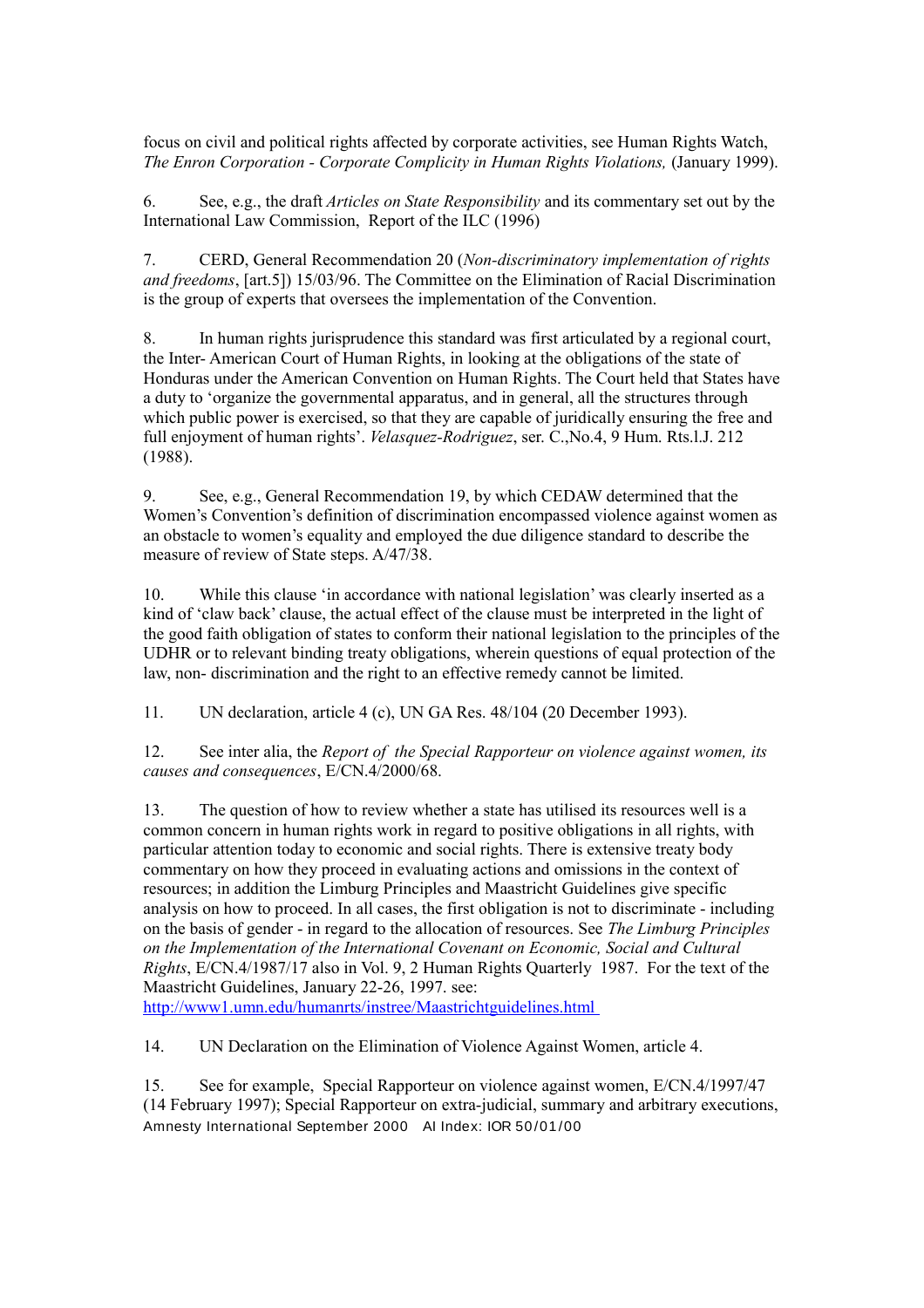focus on civil and political rights affected by corporate activities, see Human Rights Watch, *The Enron Corporation - Corporate Complicity in Human Rights Violations,* (January 1999).

6. See, e.g., the draft *Articles on State Responsibility* and its commentary set out by the International Law Commission, Report of the ILC (1996)

7. CERD, General Recommendation 20 (*Non-discriminatory implementation of rights and freedoms*, [art.5]) 15/03/96. The Committee on the Elimination of Racial Discrimination is the group of experts that oversees the implementation of the Convention.

8. In human rights jurisprudence this standard was first articulated by a regional court, the Inter- American Court of Human Rights, in looking at the obligations of the state of Honduras under the American Convention on Human Rights. The Court held that States have a duty to 'organize the governmental apparatus, and in general, all the structures through which public power is exercised, so that they are capable of juridically ensuring the free and full enjoyment of human rights'. *Velasquez-Rodriguez*, ser. C.,No.4, 9 Hum. Rts.l.J. 212 (1988).

9. See, e.g., General Recommendation 19, by which CEDAW determined that the Women's Convention's definition of discrimination encompassed violence against women as an obstacle to women's equality and employed the due diligence standard to describe the measure of review of State steps. A/47/38.

10. While this clause 'in accordance with national legislation' was clearly inserted as a kind of 'claw back' clause, the actual effect of the clause must be interpreted in the light of the good faith obligation of states to conform their national legislation to the principles of the UDHR or to relevant binding treaty obligations, wherein questions of equal protection of the law, non- discrimination and the right to an effective remedy cannot be limited.

11. UN declaration, article 4 (c), UN GA Res. 48/104 (20 December 1993).

12. See inter alia, the *Report of the Special Rapporteur on violence against women, its causes and consequences*, E/CN.4/2000/68.

13. The question of how to review whether a state has utilised its resources well is a common concern in human rights work in regard to positive obligations in all rights, with particular attention today to economic and social rights. There is extensive treaty body commentary on how they proceed in evaluating actions and omissions in the context of resources; in addition the Limburg Principles and Maastricht Guidelines give specific analysis on how to proceed. In all cases, the first obligation is not to discriminate - including on the basis of gender - in regard to the allocation of resources. See *The Limburg Principles on the Implementation of the International Covenant on Economic, Social and Cultural Rights*, E/CN.4/1987/17 also in Vol. 9, 2 Human Rights Quarterly 1987. For the text of the Maastricht Guidelines, January 22-26, 1997. see: http://www1.umn.edu/humanrts/instree/Maastrichtguidelines.html

14. UN Declaration on the Elimination of Violence Against Women, article 4.

15. See for example, Special Rapporteur on violence against women, E/CN.4/1997/47 (14 February 1997); Special Rapporteur on extra-judicial, summary and arbitrary executions,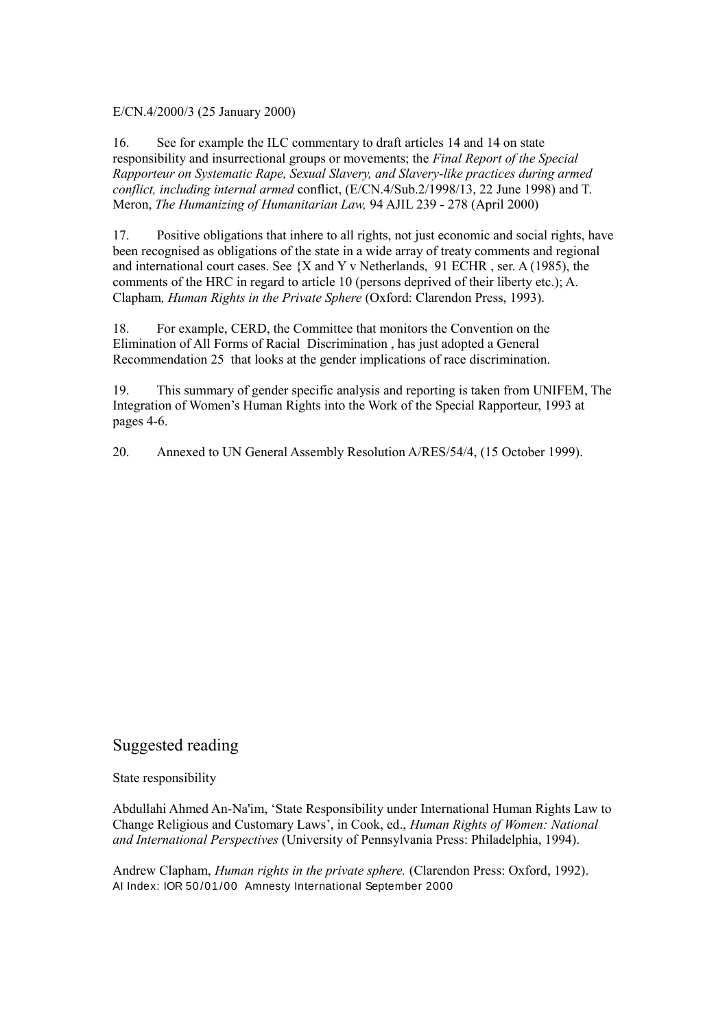E/CN.4/2000/3 (25 January 2000)

16. See for example the ILC commentary to draft articles 14 and 14 on state responsibility and insurrectional groups or movements; the *Final Report of the Special Rapporteur on Systematic Rape, Sexual Slavery, and Slavery-like practices during armed conflict, including internal armed* conflict, (E/CN.4/Sub.2/1998/13, 22 June 1998) and T. Meron, *The Humanizing of Humanitarian Law,* 94 AJIL 239 - 278 (April 2000)

17. Positive obligations that inhere to all rights, not just economic and social rights, have been recognised as obligations of the state in a wide array of treaty comments and regional and international court cases. See {X and Y v Netherlands, 91 ECHR , ser. A (1985), the comments of the HRC in regard to article 10 (persons deprived of their liberty etc.); A. Clapham*, Human Rights in the Private Sphere* (Oxford: Clarendon Press, 1993).

18. For example, CERD, the Committee that monitors the Convention on the Elimination of All Forms of Racial Discrimination , has just adopted a General Recommendation 25 that looks at the gender implications of race discrimination.

19. This summary of gender specific analysis and reporting is taken from UNIFEM, The Integration of Women's Human Rights into the Work of the Special Rapporteur, 1993 at pages 4-6.

20. Annexed to UN General Assembly Resolution A/RES/54/4, (15 October 1999).

## Suggested reading

State responsibility

Abdullahi Ahmed An-Na'im, 'State Responsibility under International Human Rights Law to Change Religious and Customary Laws', in Cook, ed., *Human Rights of Women: National and International Perspectives* (University of Pennsylvania Press: Philadelphia, 1994).

Andrew Clapham, *Human rights in the private sphere.* (Clarendon Press: Oxford, 1992).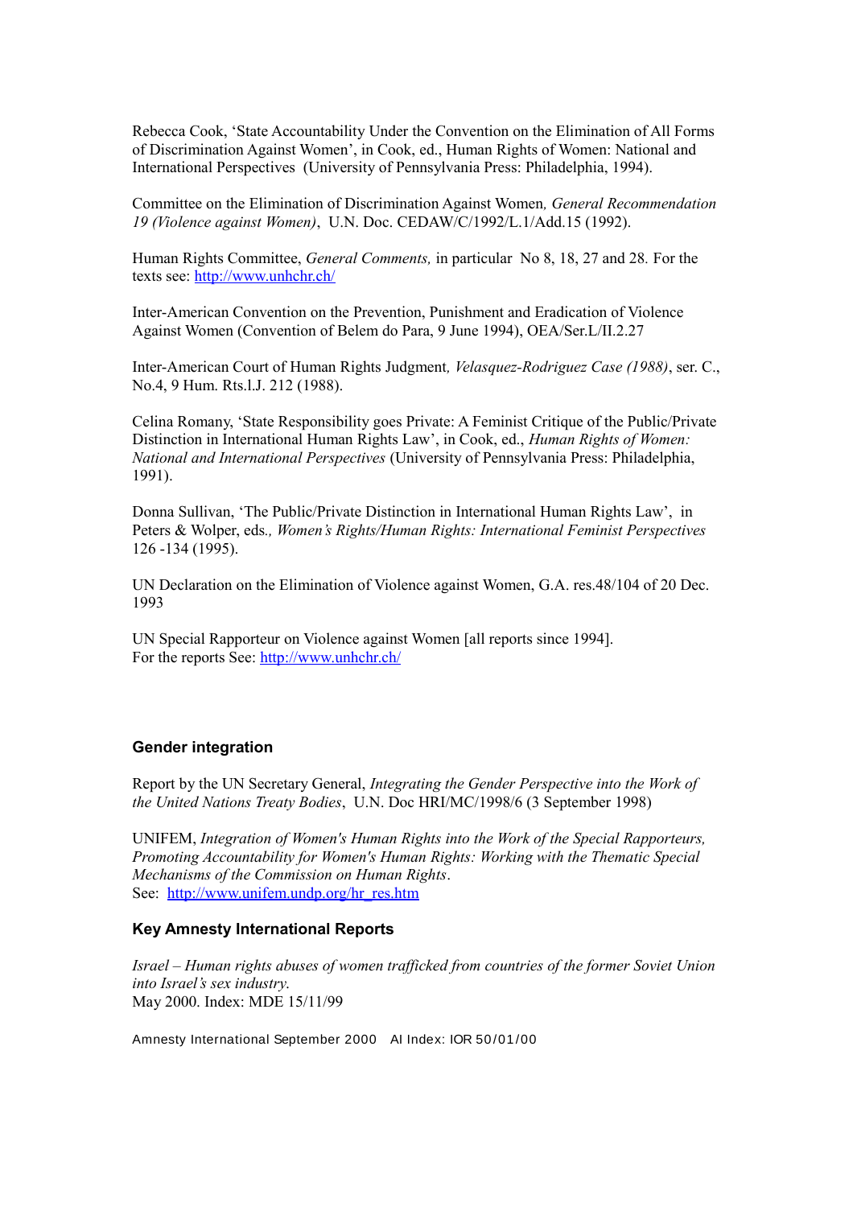Rebecca Cook, 'State Accountability Under the Convention on the Elimination of All Forms of Discrimination Against Women', in Cook, ed., Human Rights of Women: National and International Perspectives (University of Pennsylvania Press: Philadelphia, 1994).

Committee on the Elimination of Discrimination Against Women, *General Recommendation 19 (Violence against Women)*, U.N. Doc. CEDAW/C/1992/L.1/Add.15 (1992).

Human Rights Committee, *General Comments,* in particular No 8, 18, 27 and 28. For the texts see: http://www.unhchr.ch/

Inter-American Convention on the Prevention, Punishment and Eradication of Violence Against Women (Convention of Belem do Para, 9 June 1994), OEA/Ser.L/II.2.27

Inter-American Court of Human Rights Judgment, *Velasquez-Rodriguez Case (1988)*, ser. C., No.4, 9 Hum. Rts.l.J. 212 (1988).

Celina Romany, 'State Responsibility goes Private: A Feminist Critique of the Public/Private Distinction in International Human Rights Law', in Cook, ed., *Human Rights of Women: National and International Perspectives* (University of Pennsylvania Press: Philadelphia, 1991).

Donna Sullivan, 'The Public/Private Distinction in International Human Rights Law', in Peters & Wolper, eds., *Women's Rights/Human Rights: International Feminist Perspectives* 126 -134 (1995).

UN Declaration on the Elimination of Violence against Women, G.A. res.48/104 of 20 Dec. 1993

UN Special Rapporteur on Violence against Women [all reports since 1994].
For the reports See: http://www.unhchr.ch/

### Gender integration

Report by the UN Secretary General, *Integrating the Gender Perspective into the Work of the United Nations Treaty Bodies*, U.N. Doc HRI/MC/1998/6 (3 September 1998)

UNIFEM, *Integration of Women's Human Rights into the Work of the Special Rapporteurs, Promoting Accountability for Women's Human Rights: Working with the Thematic Special Mechanisms of the Commission on Human Rights*.
See: http://www.unifem.undp.org/hr_res.htm

### Key Amnesty International Reports

*Israel – Human rights abuses of women trafficked from countries of the former Soviet Union into Israel's sex industry.*
May 2000. Index: MDE 15/11/99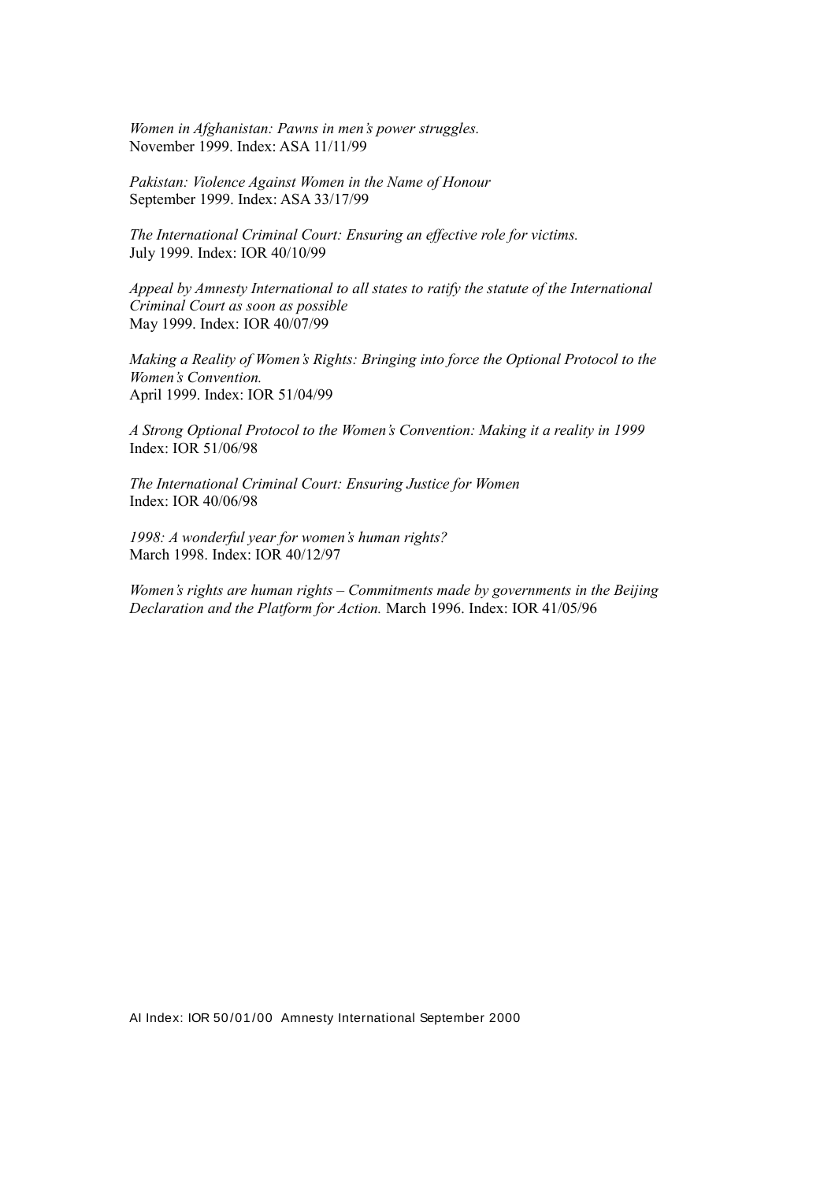*Women in Afghanistan: Pawns in men's power struggles.*
November 1999. Index: ASA 11/11/99

*Pakistan: Violence Against Women in the Name of Honour*
September 1999. Index: ASA 33/17/99

*The International Criminal Court: Ensuring an effective role for victims.*
July 1999. Index: IOR 40/10/99

*Appeal by Amnesty International to all states to ratify the statute of the International Criminal Court as soon as possible*
May 1999. Index: IOR 40/07/99

*Making a Reality of Women's Rights: Bringing into force the Optional Protocol to the Women's Convention.*
April 1999. Index: IOR 51/04/99

*A Strong Optional Protocol to the Women's Convention: Making it a reality in 1999*
Index: IOR 51/06/98

*The International Criminal Court: Ensuring Justice for Women*
Index: IOR 40/06/98

*1998: A wonderful year for women's human rights?*
March 1998. Index: IOR 40/12/97

*Women's rights are human rights – Commitments made by governments in the Beijing Declaration and the Platform for Action.* March 1996. Index: IOR 41/05/96